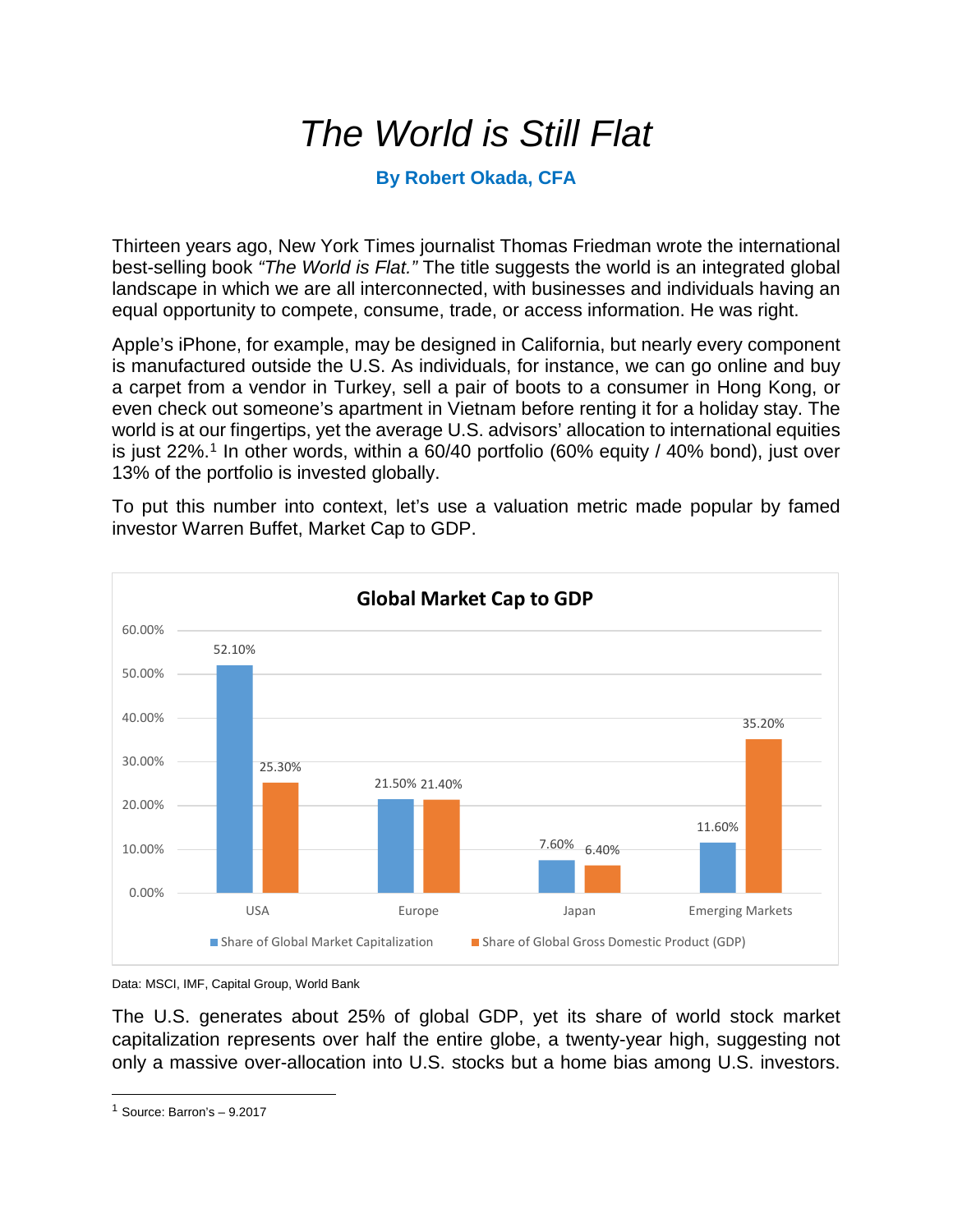# *The World is Still Flat*

**By Robert Okada, CFA**

Thirteen years ago, New York Times journalist Thomas Friedman wrote the international best-selling book *"The World is Flat."* The title suggests the world is an integrated global landscape in which we are all interconnected, with businesses and individuals having an equal opportunity to compete, consume, trade, or access information. He was right.

Apple's iPhone, for example, may be designed in California, but nearly every component is manufactured outside the U.S. As individuals, for instance, we can go online and buy a carpet from a vendor in Turkey, sell a pair of boots to a consumer in Hong Kong, or even check out someone's apartment in Vietnam before renting it for a holiday stay. The world is at our fingertips, yet the average U.S. advisors' allocation to international equities is just 22%.[1] In other words, within a 60/40 portfolio (60% equity / 40% bond), just over 13% of the portfolio is invested globally.

To put this number into context, let's use a valuation metric made popular by famed investor Warren Buffet, Market Cap to GDP.

**Global Market Cap to GDP**

| | Share of Global Market Capitalization | Share of Global Gross Domestic Product (GDP) |
|---|---|---|
| USA | 52.10% | 25.30% |
| Europe | 21.50% | 21.40% |
| Japan | 7.60% | 6.40% |
| Emerging Markets | 11.60% | 35.20% |

Data: MSCI, IMF, Capital Group, World Bank

The U.S. generates about 25% of global GDP, yet its share of world stock market capitalization represents over half the entire globe, a twenty-year high, suggesting not only a massive over-allocation into U.S. stocks but a home bias among U.S. investors.

[1] Source: Barron's – 9.2017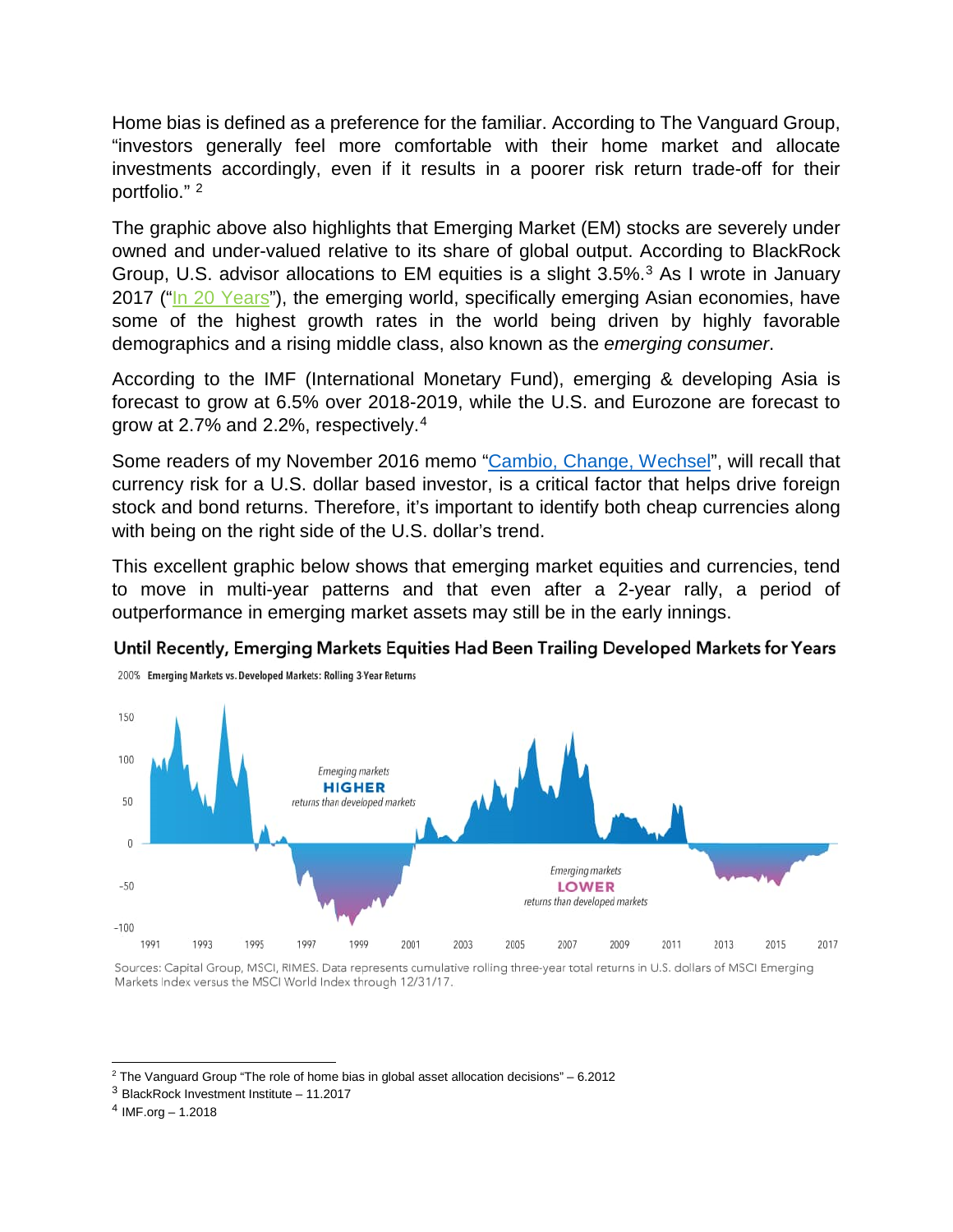Home bias is defined as a preference for the familiar. According to The Vanguard Group, "investors generally feel more comfortable with their home market and allocate investments accordingly, even if it results in a poorer risk return trade-off for their portfolio." [2]

The graphic above also highlights that Emerging Market (EM) stocks are severely under owned and under-valued relative to its share of global output. According to BlackRock Group, U.S. advisor allocations to EM equities is a slight 3.5%.[3] As I wrote in January 2017 ("In 20 Years"), the emerging world, specifically emerging Asian economies, have some of the highest growth rates in the world being driven by highly favorable demographics and a rising middle class, also known as the *emerging consumer*.

According to the IMF (International Monetary Fund), emerging & developing Asia is forecast to grow at 6.5% over 2018-2019, while the U.S. and Eurozone are forecast to grow at 2.7% and 2.2%, respectively.[4]

Some readers of my November 2016 memo "Cambio, Change, Wechsel", will recall that currency risk for a U.S. dollar based investor, is a critical factor that helps drive foreign stock and bond returns. Therefore, it's important to identify both cheap currencies along with being on the right side of the U.S. dollar's trend.

This excellent graphic below shows that emerging market equities and currencies, tend to move in multi-year patterns and that even after a 2-year rally, a period of outperformance in emerging market assets may still be in the early innings.

**Until Recently, Emerging Markets Equities Had Been Trailing Developed Markets for Years**

Emerging Markets vs. Developed Markets: Rolling 3-Year Returns

Sources: Capital Group, MSCI, RIMES. Data represents cumulative rolling three-year total returns in U.S. dollars of MSCI Emerging Markets Index versus the MSCI World Index through 12/31/17.

---

[2] The Vanguard Group "The role of home bias in global asset allocation decisions" – 6.2012

[3] BlackRock Investment Institute – 11.2017

[4] IMF.org – 1.2018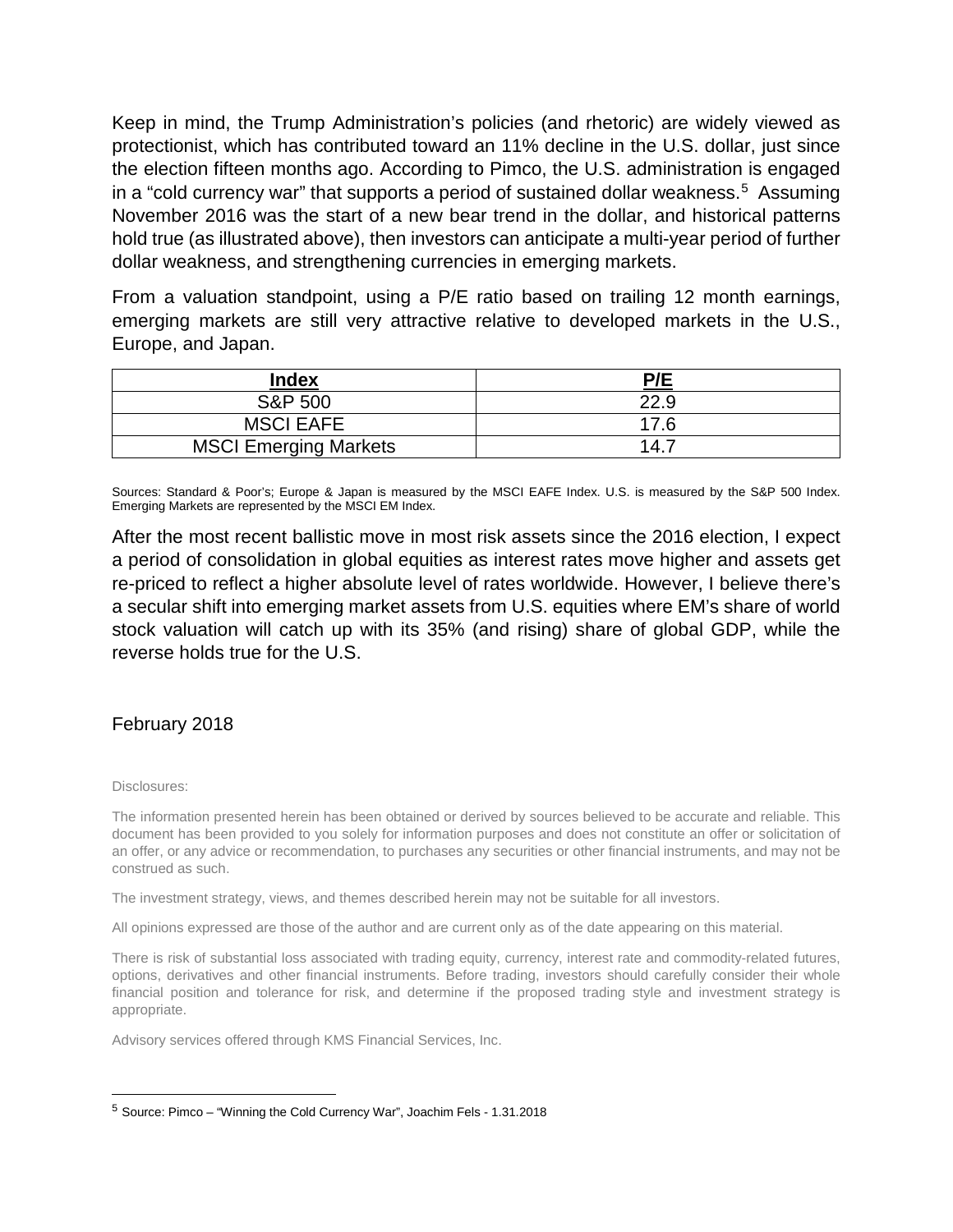Keep in mind, the Trump Administration's policies (and rhetoric) are widely viewed as protectionist, which has contributed toward an 11% decline in the U.S. dollar, just since the election fifteen months ago. According to Pimco, the U.S. administration is engaged in a "cold currency war" that supports a period of sustained dollar weakness.[5] Assuming November 2016 was the start of a new bear trend in the dollar, and historical patterns hold true (as illustrated above), then investors can anticipate a multi-year period of further dollar weakness, and strengthening currencies in emerging markets.

From a valuation standpoint, using a P/E ratio based on trailing 12 month earnings, emerging markets are still very attractive relative to developed markets in the U.S., Europe, and Japan.

| **Index** | **P/E** |
|---|---|
| S&P 500 | 22.9 |
| MSCI EAFE | 17.6 |
| MSCI Emerging Markets | 14.7 |

Sources: Standard & Poor's; Europe & Japan is measured by the MSCI EAFE Index. U.S. is measured by the S&P 500 Index. Emerging Markets are represented by the MSCI EM Index.

After the most recent ballistic move in most risk assets since the 2016 election, I expect a period of consolidation in global equities as interest rates move higher and assets get re-priced to reflect a higher absolute level of rates worldwide. However, I believe there's a secular shift into emerging market assets from U.S. equities where EM's share of world stock valuation will catch up with its 35% (and rising) share of global GDP, while the reverse holds true for the U.S.

February 2018

Disclosures:

The information presented herein has been obtained or derived by sources believed to be accurate and reliable. This document has been provided to you solely for information purposes and does not constitute an offer or solicitation of an offer, or any advice or recommendation, to purchases any securities or other financial instruments, and may not be construed as such.

The investment strategy, views, and themes described herein may not be suitable for all investors.

All opinions expressed are those of the author and are current only as of the date appearing on this material.

There is risk of substantial loss associated with trading equity, currency, interest rate and commodity-related futures, options, derivatives and other financial instruments. Before trading, investors should carefully consider their whole financial position and tolerance for risk, and determine if the proposed trading style and investment strategy is appropriate.

Advisory services offered through KMS Financial Services, Inc.

---

[5] Source: Pimco – "Winning the Cold Currency War", Joachim Fels - 1.31.2018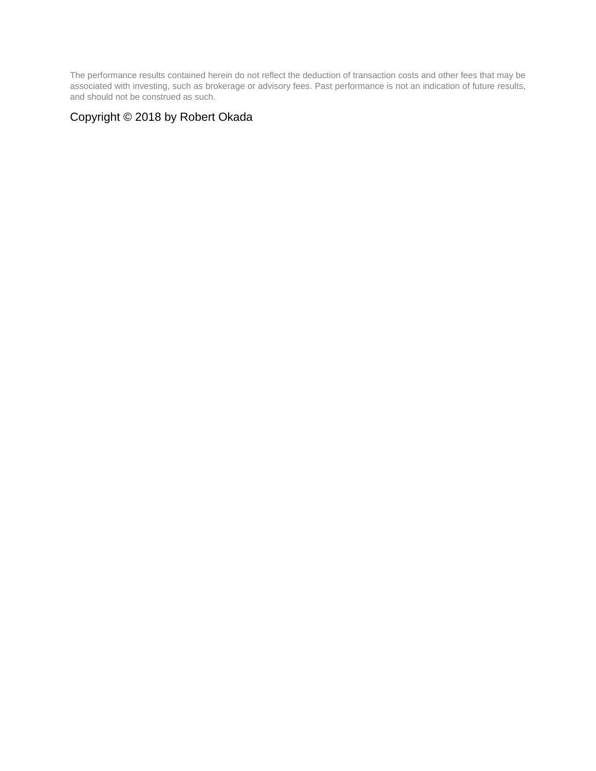The performance results contained herein do not reflect the deduction of transaction costs and other fees that may be associated with investing, such as brokerage or advisory fees. Past performance is not an indication of future results, and should not be construed as such.

Copyright © 2018 by Robert Okada